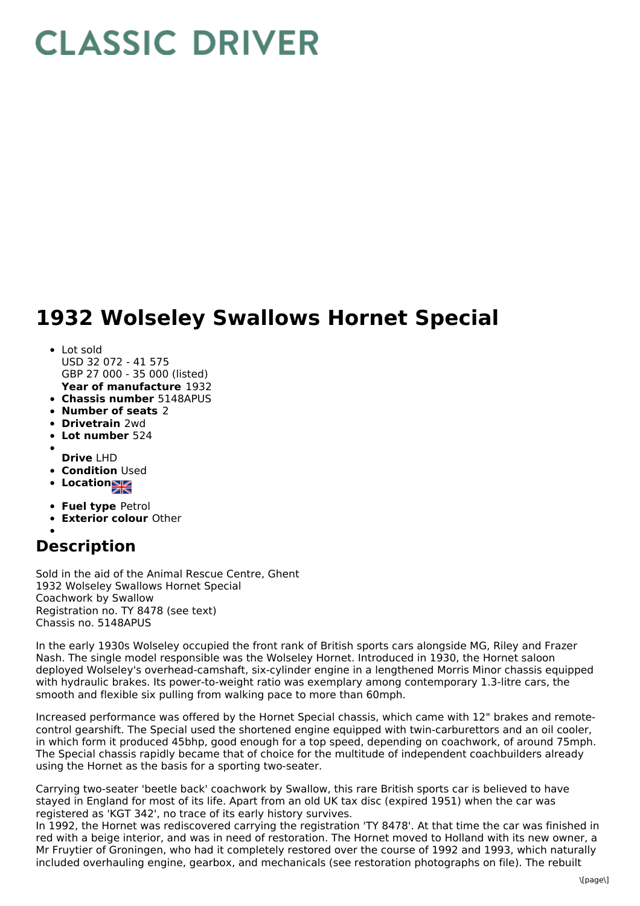# CLASSIC DRIVER

# 1932 Wolseley Swallows Hornet Special

- Lot sold
  USD 32 072 - 41 575
  GBP 27 000 - 35 000 (listed)
  **Year of manufacture** 1932
- **Chassis number** 5148APUS
- **Number of seats** 2
- **Drivetrain** 2wd
- **Lot number** 524
- **Drive** LHD
- **Condition** Used
- **Location**
- **Fuel type** Petrol
- **Exterior colour** Other

## Description

Sold in the aid of the Animal Rescue Centre, Ghent
1932 Wolseley Swallows Hornet Special
Coachwork by Swallow
Registration no. TY 8478 (see text)
Chassis no. 5148APUS

In the early 1930s Wolseley occupied the front rank of British sports cars alongside MG, Riley and Frazer Nash. The single model responsible was the Wolseley Hornet. Introduced in 1930, the Hornet saloon deployed Wolseley's overhead-camshaft, six-cylinder engine in a lengthened Morris Minor chassis equipped with hydraulic brakes. Its power-to-weight ratio was exemplary among contemporary 1.3-litre cars, the smooth and flexible six pulling from walking pace to more than 60mph.

Increased performance was offered by the Hornet Special chassis, which came with 12" brakes and remote-control gearshift. The Special used the shortened engine equipped with twin-carburettors and an oil cooler, in which form it produced 45bhp, good enough for a top speed, depending on coachwork, of around 75mph. The Special chassis rapidly became that of choice for the multitude of independent coachbuilders already using the Hornet as the basis for a sporting two-seater.

Carrying two-seater 'beetle back' coachwork by Swallow, this rare British sports car is believed to have stayed in England for most of its life. Apart from an old UK tax disc (expired 1951) when the car was registered as 'KGT 342', no trace of its early history survives.
In 1992, the Hornet was rediscovered carrying the registration 'TY 8478'. At that time the car was finished in red with a beige interior, and was in need of restoration. The Hornet moved to Holland with its new owner, a Mr Fruytier of Groningen, who had it completely restored over the course of 1992 and 1993, which naturally included overhauling engine, gearbox, and mechanicals (see restoration photographs on file). The rebuilt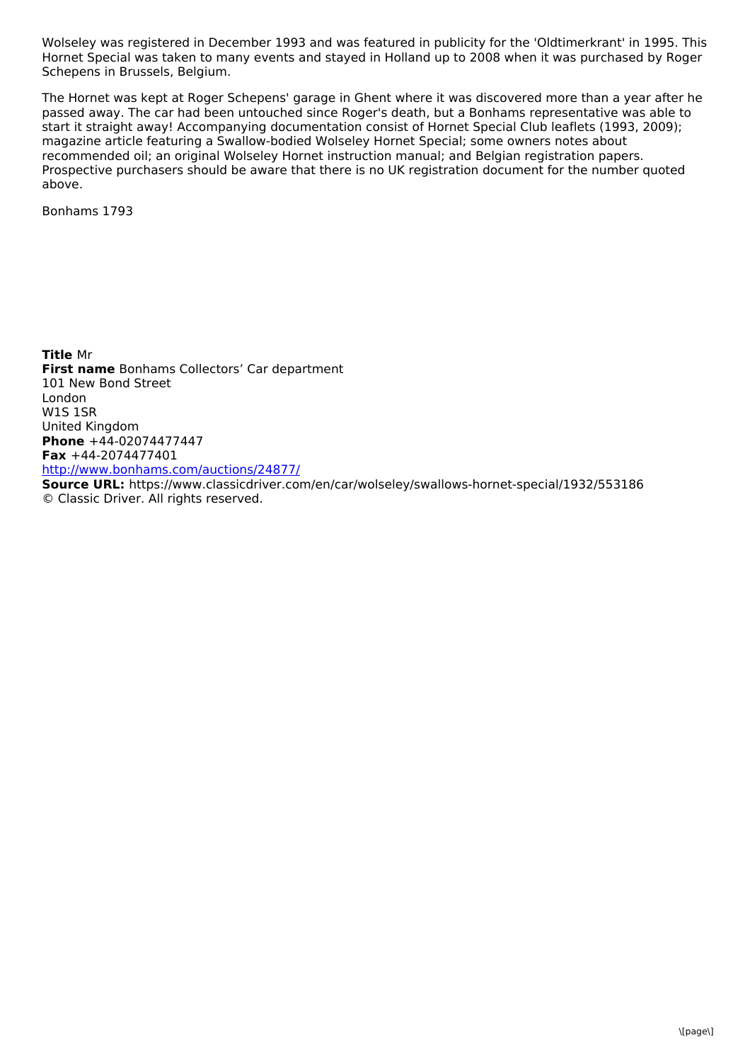Wolseley was registered in December 1993 and was featured in publicity for the 'Oldtimerkrant' in 1995. This Hornet Special was taken to many events and stayed in Holland up to 2008 when it was purchased by Roger Schepens in Brussels, Belgium.

The Hornet was kept at Roger Schepens' garage in Ghent where it was discovered more than a year after he passed away. The car had been untouched since Roger's death, but a Bonhams representative was able to start it straight away! Accompanying documentation consist of Hornet Special Club leaflets (1993, 2009); magazine article featuring a Swallow-bodied Wolseley Hornet Special; some owners notes about recommended oil; an original Wolseley Hornet instruction manual; and Belgian registration papers. Prospective purchasers should be aware that there is no UK registration document for the number quoted above.

Bonhams 1793

**Title** Mr
**First name** Bonhams Collectors' Car department
101 New Bond Street
London
W1S 1SR
United Kingdom
**Phone** +44-02074477447
**Fax** +44-2074477401
[http://www.bonhams.com/auctions/24877/](http://www.bonhams.com/auctions/24877/)
**Source URL:** https://www.classicdriver.com/en/car/wolseley/swallows-hornet-special/1932/553186
© Classic Driver. All rights reserved.